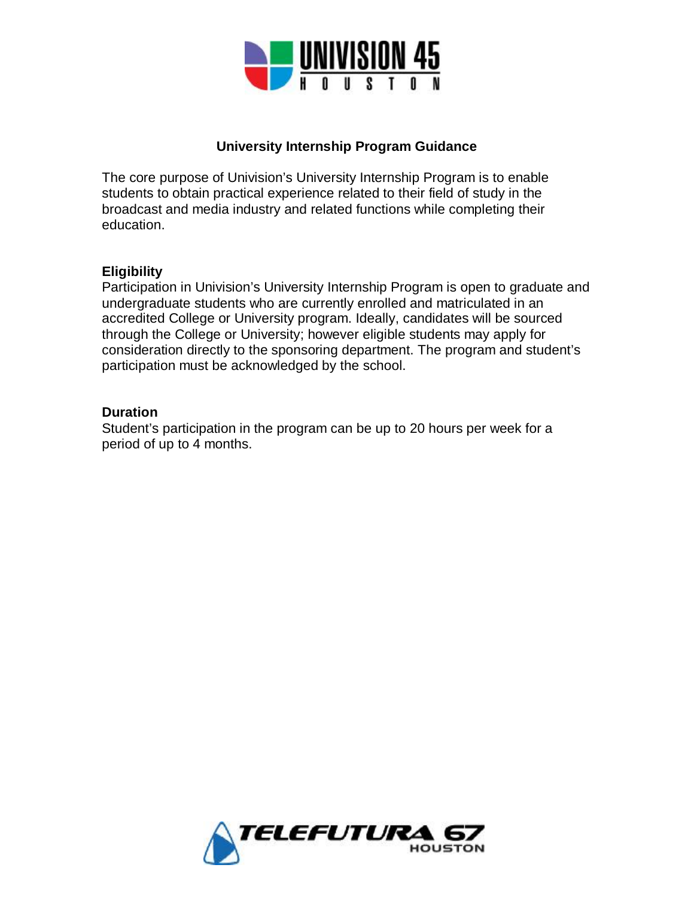# University Internship Program Guidance

The core purpose of Univision's University Internship Program is to enable students to obtain practical experience related to their field of study in the broadcast and media industry and related functions while completing their education.

## Eligibility

Participation in Univision's University Internship Program is open to graduate and undergraduate students who are currently enrolled and matriculated in an accredited College or University program. Ideally, candidates will be sourced through the College or University; however eligible students may apply for consideration directly to the sponsoring department. The program and student's participation must be acknowledged by the school.

## Duration

Student's participation in the program can be up to 20 hours per week for a period of up to 4 months.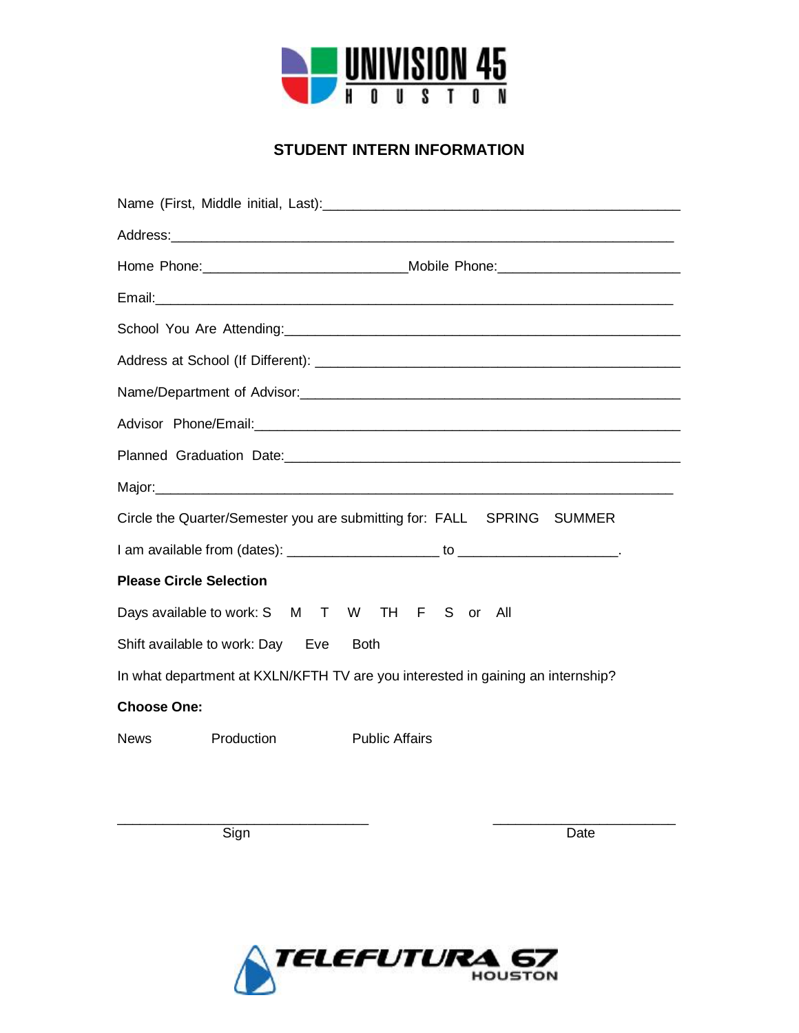UNIVISION 45 HOUSTON

## STUDENT INTERN INFORMATION

Name (First, Middle initial, Last):_______________________________________________

Address:___________________________________________________________________

Home Phone:___________________________Mobile Phone:________________________

Email:_____________________________________________________________________

School You Are Attending:__________________________________________________

Address at School (If Different): ___________________________________________

Name/Department of Advisor:________________________________________________

Advisor Phone/Email:______________________________________________________

Planned Graduation Date:___________________________________________________

Major:_____________________________________________________________________

Circle the Quarter/Semester you are submitting for: FALL SPRING SUMMER

I am available from (dates): ____________________ to _____________________.

**Please Circle Selection**

Days available to work: S M T W TH F S or All

Shift available to work: Day Eve Both

In what department at KXLN/KFTH TV are you interested in gaining an internship?

**Choose One:**

News Production Public Affairs

_________________________________ Sign

________________________ Date

TELEFUTURA 67 HOUSTON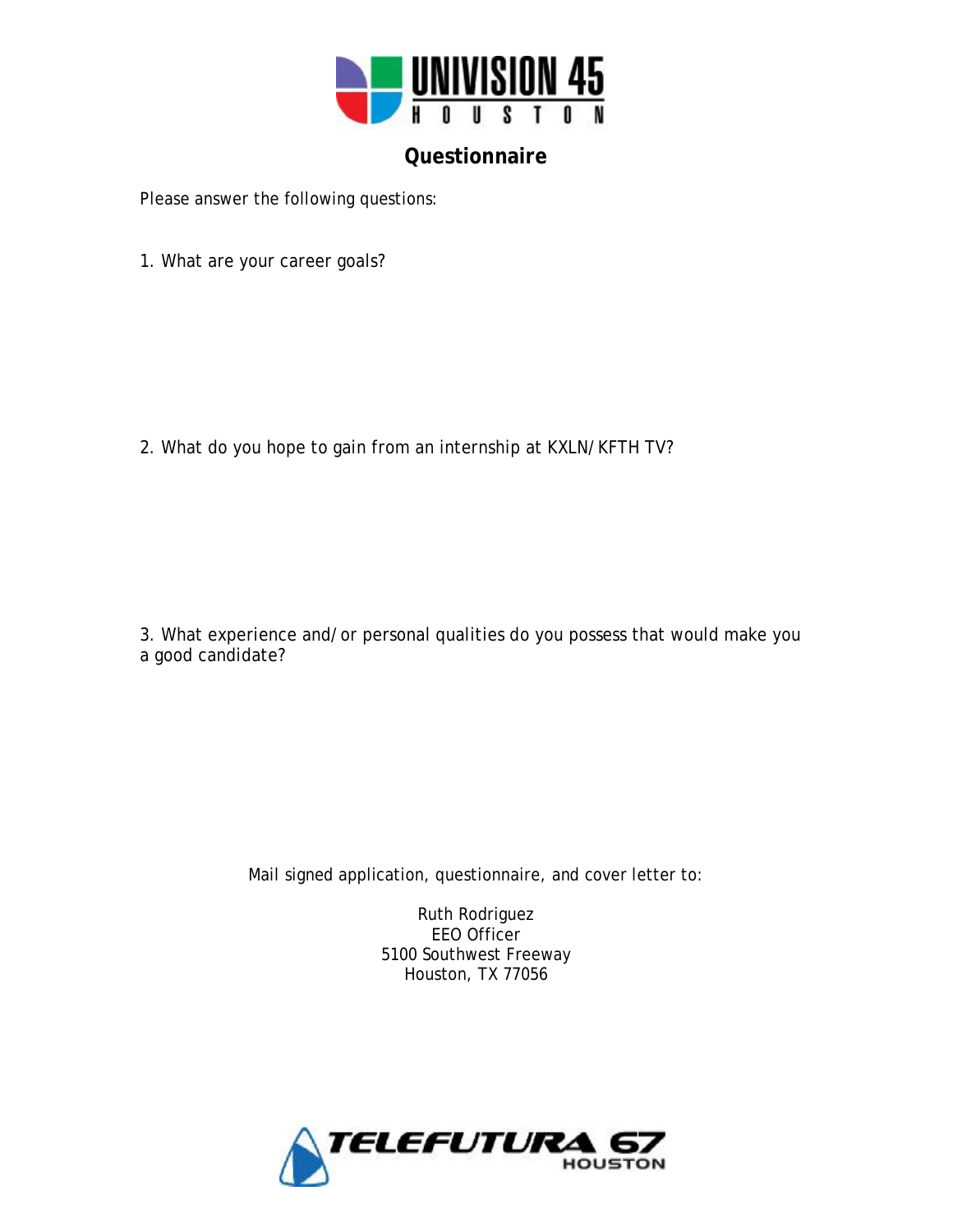UNIVISION 45 HOUSTON

# Questionnaire

Please answer the following questions:

1. What are your career goals?

2. What do you hope to gain from an internship at KXLN/KFTH TV?

3. What experience and/or personal qualities do you possess that would make you a good candidate?

Mail signed application, questionnaire, and cover letter to:

Ruth Rodriguez
EEO Officer
5100 Southwest Freeway
Houston, TX 77056

TELEFUTURA 67 HOUSTON